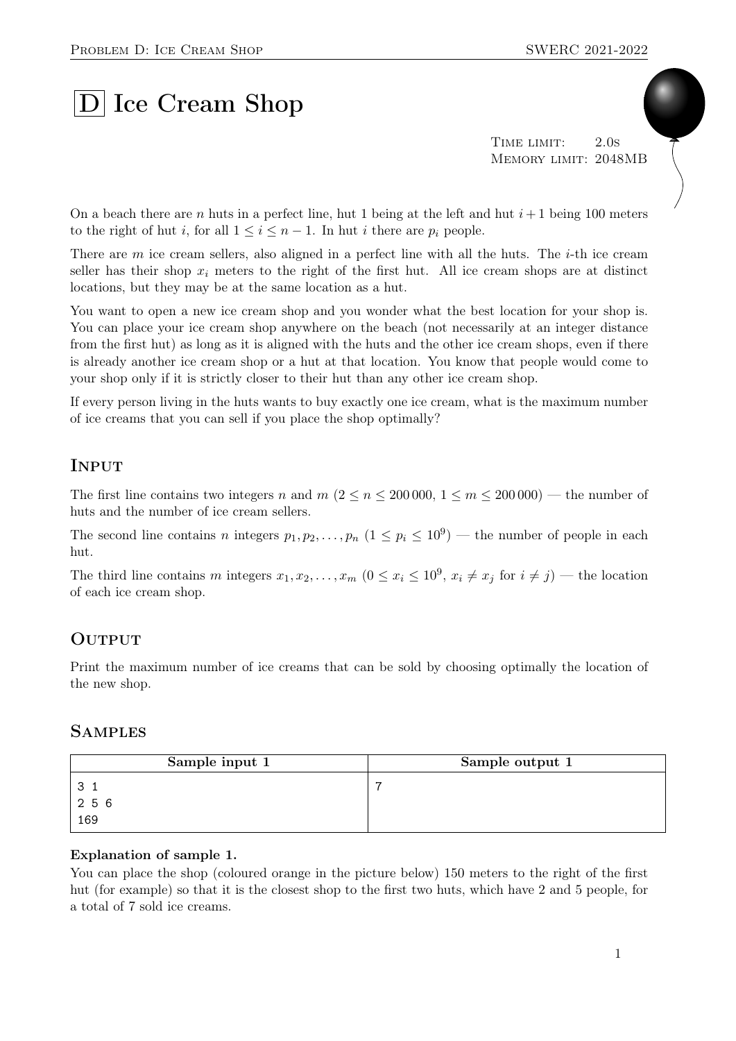# D Ice Cream Shop

Time limit: 2.0s
Memory limit: 2048MB

On a beach there are $n$ huts in a perfect line, hut 1 being at the left and hut $i+1$ being 100 meters to the right of hut $i$, for all $1 \le i \le n-1$. In hut $i$ there are $p_i$ people.

There are $m$ ice cream sellers, also aligned in a perfect line with all the huts. The $i$-th ice cream seller has their shop $x_i$ meters to the right of the first hut. All ice cream shops are at distinct locations, but they may be at the same location as a hut.

You want to open a new ice cream shop and you wonder what the best location for your shop is. You can place your ice cream shop anywhere on the beach (not necessarily at an integer distance from the first hut) as long as it is aligned with the huts and the other ice cream shops, even if there is already another ice cream shop or a hut at that location. You know that people would come to your shop only if it is strictly closer to their hut than any other ice cream shop.

If every person living in the huts wants to buy exactly one ice cream, what is the maximum number of ice creams that you can sell if you place the shop optimally?

## Input

The first line contains two integers $n$ and $m$ ($2 \le n \le 200\,000$, $1 \le m \le 200\,000$) — the number of huts and the number of ice cream sellers.

The second line contains $n$ integers $p_1, p_2, \ldots, p_n$ ($1 \le p_i \le 10^9$) — the number of people in each hut.

The third line contains $m$ integers $x_1, x_2, \ldots, x_m$ ($0 \le x_i \le 10^9$, $x_i \ne x_j$ for $i \ne j$) — the location of each ice cream shop.

## Output

Print the maximum number of ice creams that can be sold by choosing optimally the location of the new shop.

## Samples

| Sample input 1 | Sample output 1 |
|---|---|
| 3 1<br>2 5 6<br>169 | 7 |

**Explanation of sample 1.**
You can place the shop (coloured orange in the picture below) 150 meters to the right of the first hut (for example) so that it is the closest shop to the first two huts, which have 2 and 5 people, for a total of 7 sold ice creams.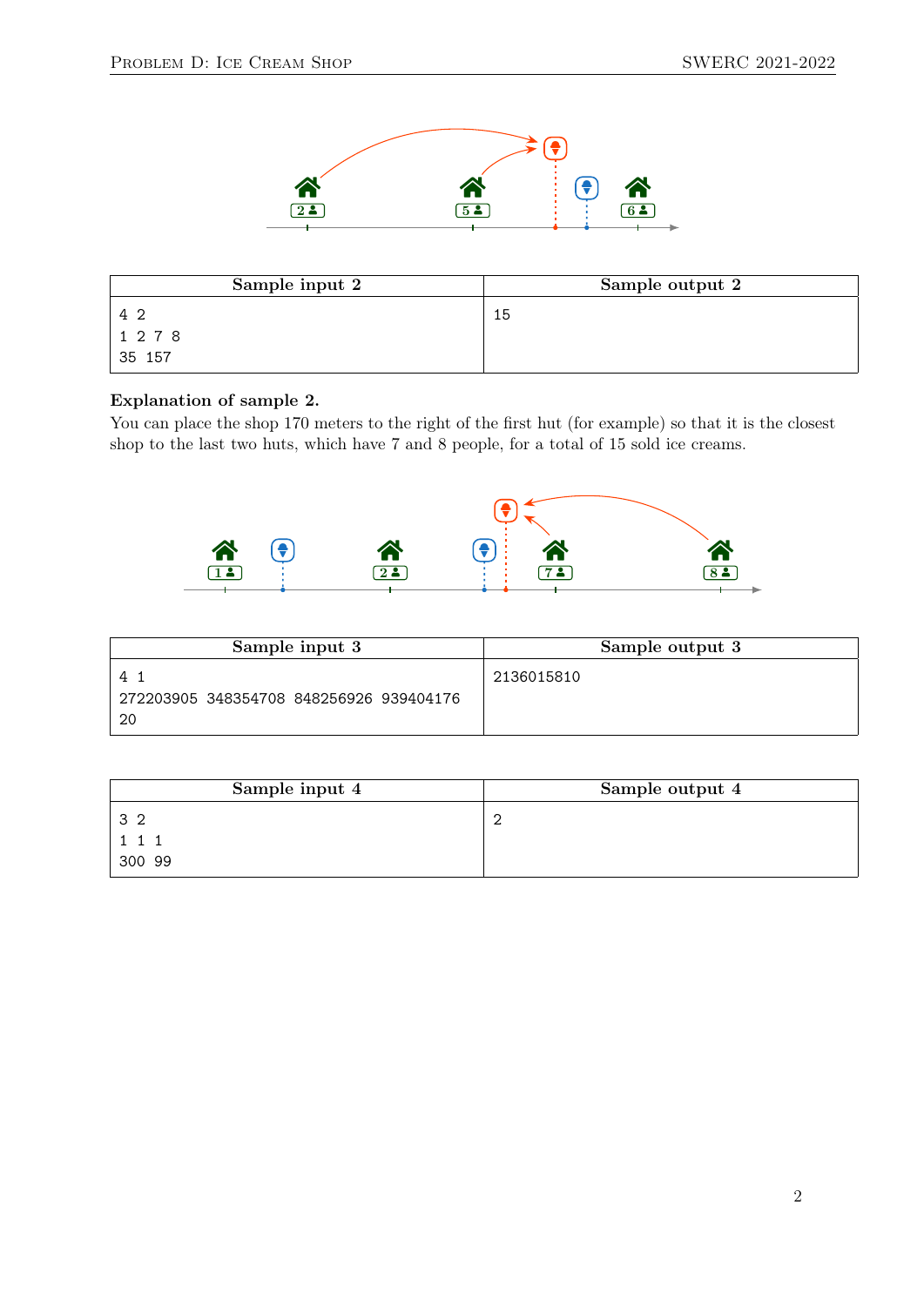2 5 6

| Sample input 2 | Sample output 2 |
| --- | --- |
| 4 2<br>1 2 7 8<br>35 157 | 15 |

**Explanation of sample 2.**
You can place the shop 170 meters to the right of the first hut (for example) so that it is the closest shop to the last two huts, which have 7 and 8 people, for a total of 15 sold ice creams.

1 2 7 8

| Sample input 3 | Sample output 3 |
| --- | --- |
| 4 1<br>272203905 348354708 848256926 939404176<br>20 | 2136015810 |

| Sample input 4 | Sample output 4 |
| --- | --- |
| 3 2<br>1 1 1<br>300 99 | 2 |